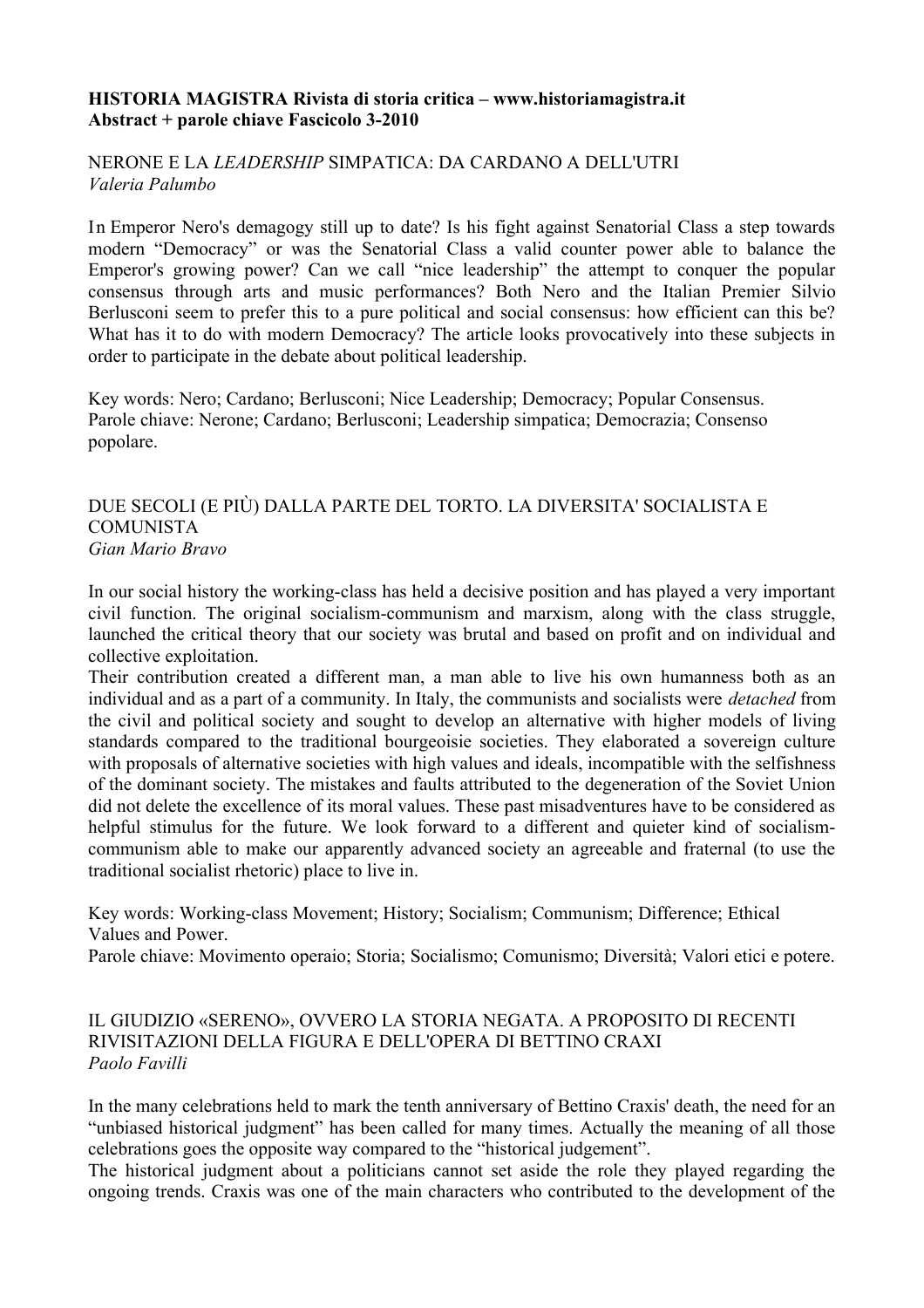**HISTORIA MAGISTRA Rivista di storia critica – www.historiamagistra.it**
**Abstract + parole chiave Fascicolo 3-2010**

## NERONE E LA *LEADERSHIP* SIMPATICA: DA CARDANO A DELL'UTRI

*Valeria Palumbo*

In Emperor Nero's demagogy still up to date? Is his fight against Senatorial Class a step towards modern "Democracy" or was the Senatorial Class a valid counter power able to balance the Emperor's growing power? Can we call "nice leadership" the attempt to conquer the popular consensus through arts and music performances? Both Nero and the Italian Premier Silvio Berlusconi seem to prefer this to a pure political and social consensus: how efficient can this be? What has it to do with modern Democracy? The article looks provocatively into these subjects in order to participate in the debate about political leadership.

Key words: Nero; Cardano; Berlusconi; Nice Leadership; Democracy; Popular Consensus.
Parole chiave: Nerone; Cardano; Berlusconi; Leadership simpatica; Democrazia; Consenso popolare.

## DUE SECOLI (E PIÙ) DALLA PARTE DEL TORTO. LA DIVERSITA' SOCIALISTA E COMUNISTA

*Gian Mario Bravo*

In our social history the working-class has held a decisive position and has played a very important civil function. The original socialism-communism and marxism, along with the class struggle, launched the critical theory that our society was brutal and based on profit and on individual and collective exploitation.
Their contribution created a different man, a man able to live his own humanness both as an individual and as a part of a community. In Italy, the communists and socialists were *detached* from the civil and political society and sought to develop an alternative with higher models of living standards compared to the traditional bourgeoisie societies. They elaborated a sovereign culture with proposals of alternative societies with high values and ideals, incompatible with the selfishness of the dominant society. The mistakes and faults attributed to the degeneration of the Soviet Union did not delete the excellence of its moral values. These past misadventures have to be considered as helpful stimulus for the future. We look forward to a different and quieter kind of socialism-communism able to make our apparently advanced society an agreeable and fraternal (to use the traditional socialist rhetoric) place to live in.

Key words: Working-class Movement; History; Socialism; Communism; Difference; Ethical Values and Power.
Parole chiave: Movimento operaio; Storia; Socialismo; Comunismo; Diversità; Valori etici e potere.

## IL GIUDIZIO «SERENO», OVVERO LA STORIA NEGATA. A PROPOSITO DI RECENTI RIVISITAZIONI DELLA FIGURA E DELL'OPERA DI BETTINO CRAXI

*Paolo Favilli*

In the many celebrations held to mark the tenth anniversary of Bettino Craxis' death, the need for an "unbiased historical judgment" has been called for many times. Actually the meaning of all those celebrations goes the opposite way compared to the "historical judgement".
The historical judgment about a politicians cannot set aside the role they played regarding the ongoing trends. Craxis was one of the main characters who contributed to the development of the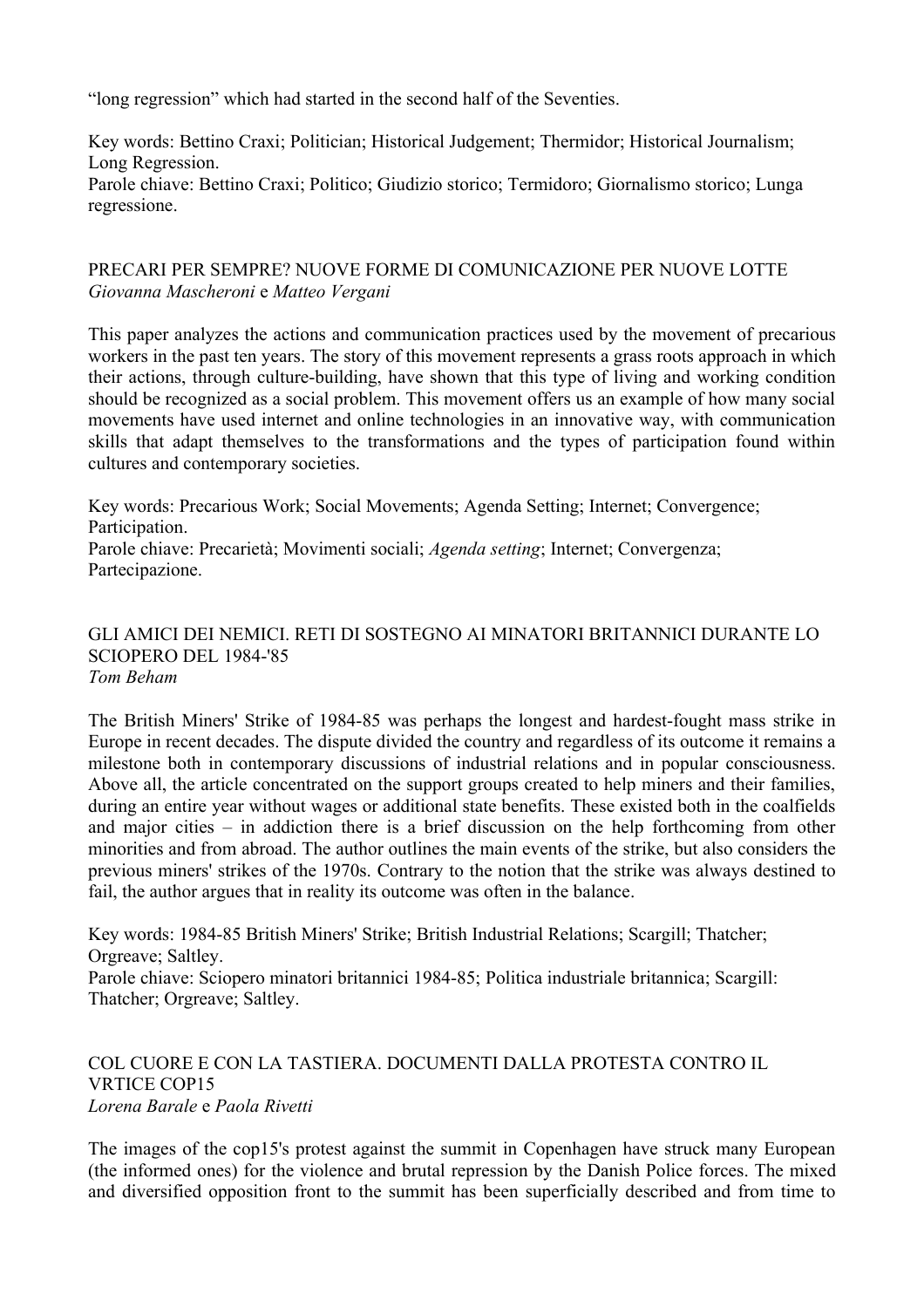"long regression" which had started in the second half of the Seventies.

Key words: Bettino Craxi; Politician; Historical Judgement; Thermidor; Historical Journalism; Long Regression.
Parole chiave: Bettino Craxi; Politico; Giudizio storico; Termidoro; Giornalismo storico; Lunga regressione.

## PRECARI PER SEMPRE? NUOVE FORME DI COMUNICAZIONE PER NUOVE LOTTE

*Giovanna Mascheroni* e *Matteo Vergani*

This paper analyzes the actions and communication practices used by the movement of precarious workers in the past ten years. The story of this movement represents a grass roots approach in which their actions, through culture-building, have shown that this type of living and working condition should be recognized as a social problem. This movement offers us an example of how many social movements have used internet and online technologies in an innovative way, with communication skills that adapt themselves to the transformations and the types of participation found within cultures and contemporary societies.

Key words: Precarious Work; Social Movements; Agenda Setting; Internet; Convergence; Participation.
Parole chiave: Precarietà; Movimenti sociali; *Agenda setting*; Internet; Convergenza; Partecipazione.

## GLI AMICI DEI NEMICI. RETI DI SOSTEGNO AI MINATORI BRITANNICI DURANTE LO SCIOPERO DEL 1984-'85

*Tom Beham*

The British Miners' Strike of 1984-85 was perhaps the longest and hardest-fought mass strike in Europe in recent decades. The dispute divided the country and regardless of its outcome it remains a milestone both in contemporary discussions of industrial relations and in popular consciousness. Above all, the article concentrated on the support groups created to help miners and their families, during an entire year without wages or additional state benefits. These existed both in the coalfields and major cities – in addiction there is a brief discussion on the help forthcoming from other minorities and from abroad. The author outlines the main events of the strike, but also considers the previous miners' strikes of the 1970s. Contrary to the notion that the strike was always destined to fail, the author argues that in reality its outcome was often in the balance.

Key words: 1984-85 British Miners' Strike; British Industrial Relations; Scargill; Thatcher; Orgreave; Saltley.
Parole chiave: Sciopero minatori britannici 1984-85; Politica industriale britannica; Scargill: Thatcher; Orgreave; Saltley.

## COL CUORE E CON LA TASTIERA. DOCUMENTI DALLA PROTESTA CONTRO IL VRTICE COP15

*Lorena Barale* e *Paola Rivetti*

The images of the cop15's protest against the summit in Copenhagen have struck many European (the informed ones) for the violence and brutal repression by the Danish Police forces. The mixed and diversified opposition front to the summit has been superficially described and from time to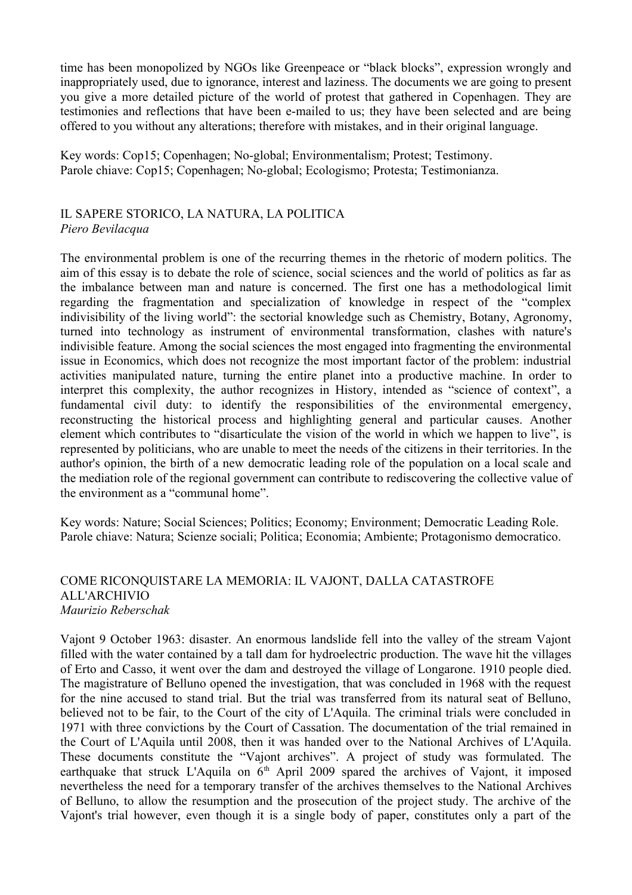time has been monopolized by NGOs like Greenpeace or "black blocks", expression wrongly and inappropriately used, due to ignorance, interest and laziness. The documents we are going to present you give a more detailed picture of the world of protest that gathered in Copenhagen. They are testimonies and reflections that have been e-mailed to us; they have been selected and are being offered to you without any alterations; therefore with mistakes, and in their original language.

Key words: Cop15; Copenhagen; No-global; Environmentalism; Protest; Testimony.
Parole chiave: Cop15; Copenhagen; No-global; Ecologismo; Protesta; Testimonianza.

## IL SAPERE STORICO, LA NATURA, LA POLITICA

*Piero Bevilacqua*

The environmental problem is one of the recurring themes in the rhetoric of modern politics. The aim of this essay is to debate the role of science, social sciences and the world of politics as far as the imbalance between man and nature is concerned. The first one has a methodological limit regarding the fragmentation and specialization of knowledge in respect of the "complex indivisibility of the living world": the sectorial knowledge such as Chemistry, Botany, Agronomy, turned into technology as instrument of environmental transformation, clashes with nature's indivisible feature. Among the social sciences the most engaged into fragmenting the environmental issue in Economics, which does not recognize the most important factor of the problem: industrial activities manipulated nature, turning the entire planet into a productive machine. In order to interpret this complexity, the author recognizes in History, intended as "science of context", a fundamental civil duty: to identify the responsibilities of the environmental emergency, reconstructing the historical process and highlighting general and particular causes. Another element which contributes to "disarticulate the vision of the world in which we happen to live", is represented by politicians, who are unable to meet the needs of the citizens in their territories. In the author's opinion, the birth of a new democratic leading role of the population on a local scale and the mediation role of the regional government can contribute to rediscovering the collective value of the environment as a "communal home".

Key words: Nature; Social Sciences; Politics; Economy; Environment; Democratic Leading Role.
Parole chiave: Natura; Scienze sociali; Politica; Economia; Ambiente; Protagonismo democratico.

## COME RICONQUISTARE LA MEMORIA: IL VAJONT, DALLA CATASTROFE ALL'ARCHIVIO

*Maurizio Reberschak*

Vajont 9 October 1963: disaster. An enormous landslide fell into the valley of the stream Vajont filled with the water contained by a tall dam for hydroelectric production. The wave hit the villages of Erto and Casso, it went over the dam and destroyed the village of Longarone. 1910 people died. The magistrature of Belluno opened the investigation, that was concluded in 1968 with the request for the nine accused to stand trial. But the trial was transferred from its natural seat of Belluno, believed not to be fair, to the Court of the city of L'Aquila. The criminal trials were concluded in 1971 with three convictions by the Court of Cassation. The documentation of the trial remained in the Court of L'Aquila until 2008, then it was handed over to the National Archives of L'Aquila. These documents constitute the "Vajont archives". A project of study was formulated. The earthquake that struck L'Aquila on 6th April 2009 spared the archives of Vajont, it imposed nevertheless the need for a temporary transfer of the archives themselves to the National Archives of Belluno, to allow the resumption and the prosecution of the project study. The archive of the Vajont's trial however, even though it is a single body of paper, constitutes only a part of the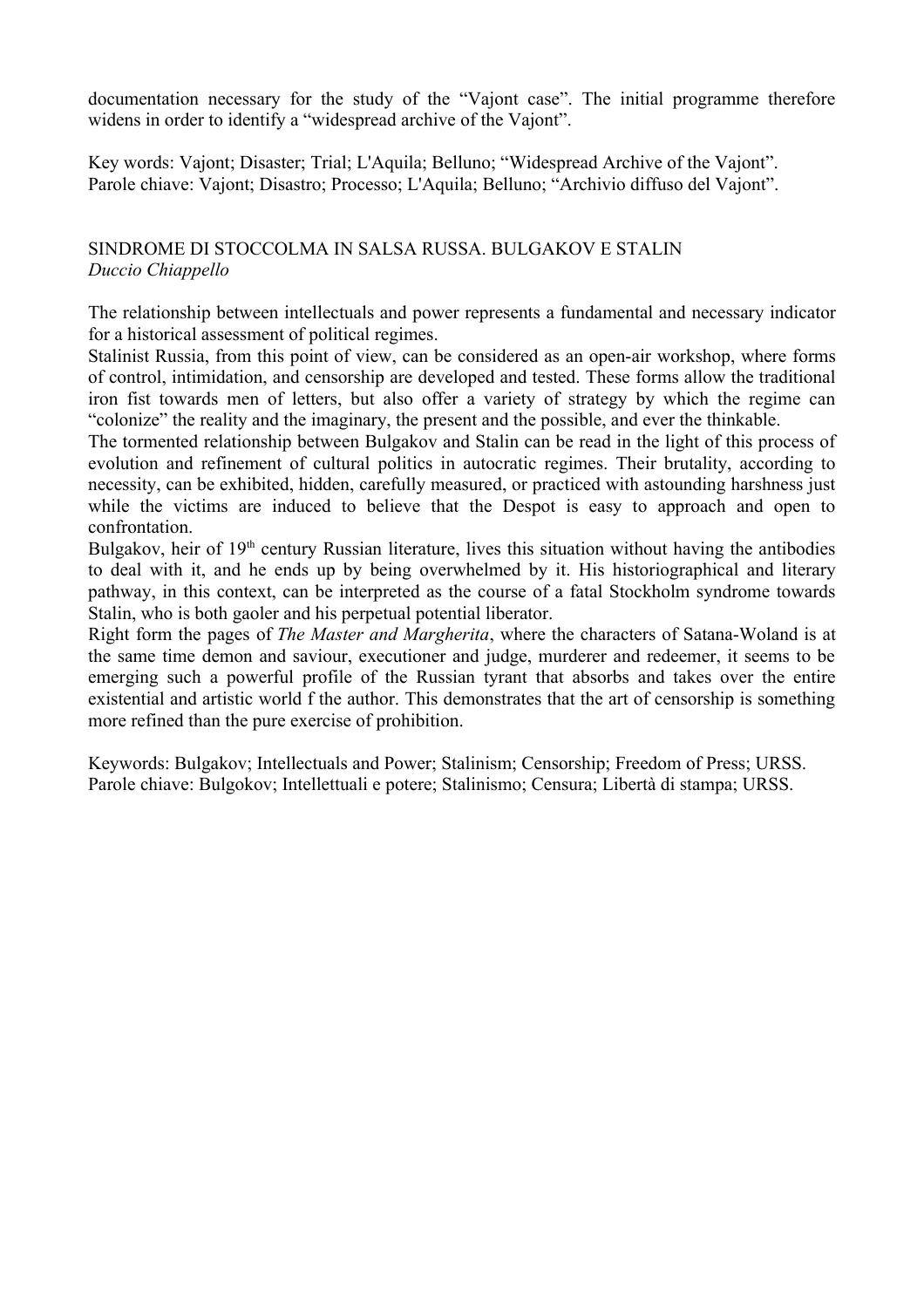documentation necessary for the study of the "Vajont case". The initial programme therefore widens in order to identify a "widespread archive of the Vajont".

Key words: Vajont; Disaster; Trial; L'Aquila; Belluno; "Widespread Archive of the Vajont".
Parole chiave: Vajont; Disastro; Processo; L'Aquila; Belluno; "Archivio diffuso del Vajont".

## SINDROME DI STOCCOLMA IN SALSA RUSSA. BULGAKOV E STALIN

*Duccio Chiappello*

The relationship between intellectuals and power represents a fundamental and necessary indicator for a historical assessment of political regimes.
Stalinist Russia, from this point of view, can be considered as an open-air workshop, where forms of control, intimidation, and censorship are developed and tested. These forms allow the traditional iron fist towards men of letters, but also offer a variety of strategy by which the regime can "colonize" the reality and the imaginary, the present and the possible, and ever the thinkable.
The tormented relationship between Bulgakov and Stalin can be read in the light of this process of evolution and refinement of cultural politics in autocratic regimes. Their brutality, according to necessity, can be exhibited, hidden, carefully measured, or practiced with astounding harshness just while the victims are induced to believe that the Despot is easy to approach and open to confrontation.
Bulgakov, heir of 19th century Russian literature, lives this situation without having the antibodies to deal with it, and he ends up by being overwhelmed by it. His historiographical and literary pathway, in this context, can be interpreted as the course of a fatal Stockholm syndrome towards Stalin, who is both gaoler and his perpetual potential liberator.
Right form the pages of *The Master and Margherita*, where the characters of Satana-Woland is at the same time demon and saviour, executioner and judge, murderer and redeemer, it seems to be emerging such a powerful profile of the Russian tyrant that absorbs and takes over the entire existential and artistic world f the author. This demonstrates that the art of censorship is something more refined than the pure exercise of prohibition.

Keywords: Bulgakov; Intellectuals and Power; Stalinism; Censorship; Freedom of Press; URSS.
Parole chiave: Bulgokov; Intellettuali e potere; Stalinismo; Censura; Libertà di stampa; URSS.